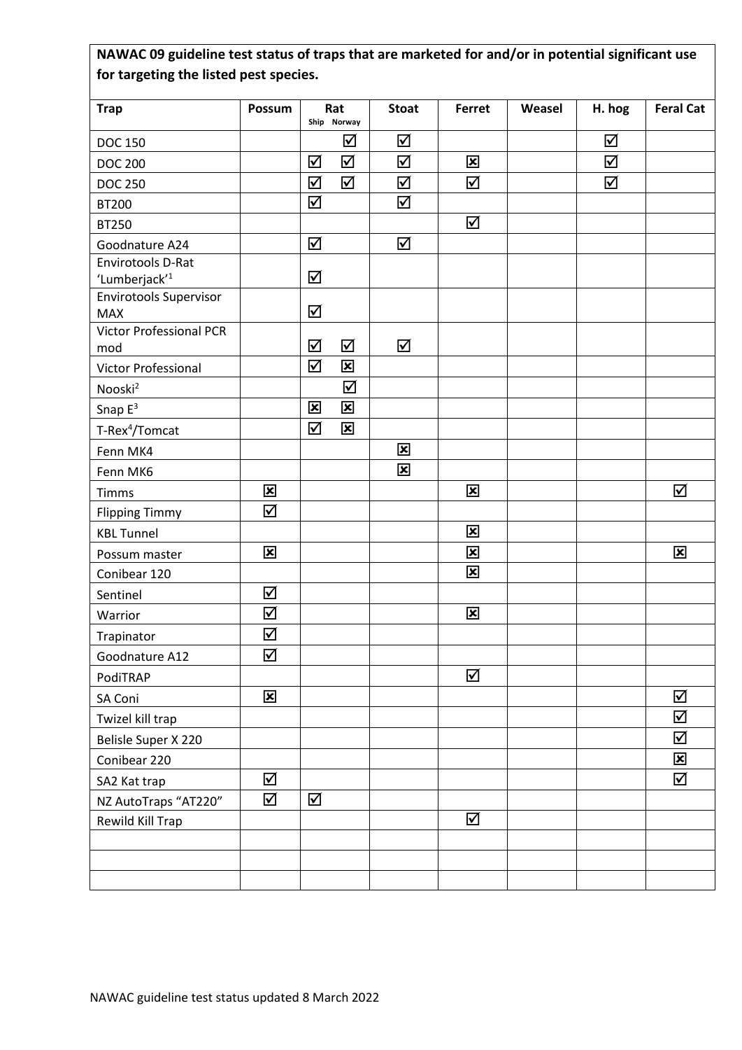**NAWAC 09 guideline test status of traps that are marketed for and/or in potential significant use for targeting the listed pest species.**

| Trap | Possum | Rat | | Stoat | Ferret | Weasel | H. hog | Feral Cat |
|---|---|---|---|---|---|---|---|---|
| | | Ship | Norway | | | | | |
| DOC 150 | | | ☑ | ☑ | | | ☑ | |
| DOC 200 | | ☑ | ☑ | ☑ | ☒ | | ☑ | |
| DOC 250 | | ☑ | ☑ | ☑ | ☑ | | ☑ | |
| BT200 | | ☑ | | ☑ | | | | |
| BT250 | | | | | ☑ | | | |
| Goodnature A24 | | ☑ | | ☑ | | | | |
| Envirotools D-Rat 'Lumberjack'[1] | | ☑ | | | | | | |
| Envirotools Supervisor MAX | | ☑ | | | | | | |
| Victor Professional PCR mod | | ☑ | ☑ | ☑ | | | | |
| Victor Professional | | ☑ | ☒ | | | | | |
| Nooski[2] | | | ☑ | | | | | |
| Snap E[3] | | ☒ | ☒ | | | | | |
| T-Rex[4]/Tomcat | | ☑ | ☒ | | | | | |
| Fenn MK4 | | | | ☒ | | | | |
| Fenn MK6 | | | | ☒ | | | | |
| Timms | ☒ | | | | ☒ | | | ☑ |
| Flipping Timmy | ☑ | | | | | | | |
| KBL Tunnel | | | | | ☒ | | | |
| Possum master | ☒ | | | | ☒ | | | ☒ |
| Conibear 120 | | | | | ☒ | | | |
| Sentinel | ☑ | | | | | | | |
| Warrior | ☑ | | | | ☒ | | | |
| Trapinator | ☑ | | | | | | | |
| Goodnature A12 | ☑ | | | | | | | |
| PodiTRAP | | | | | ☑ | | | |
| SA Coni | ☒ | | | | | | | ☑ |
| Twizel kill trap | | | | | | | | ☑ |
| Belisle Super X 220 | | | | | | | | ☑ |
| Conibear 220 | | | | | | | | ☒ |
| SA2 Kat trap | ☑ | | | | | | | ☑ |
| NZ AutoTraps "AT220" | ☑ | ☑ | | | | | | |
| Rewild Kill Trap | | | | | ☑ | | | |
| | | | | | | | | |
| | | | | | | | | |
| | | | | | | | | |

NAWAC guideline test status updated 8 March 2022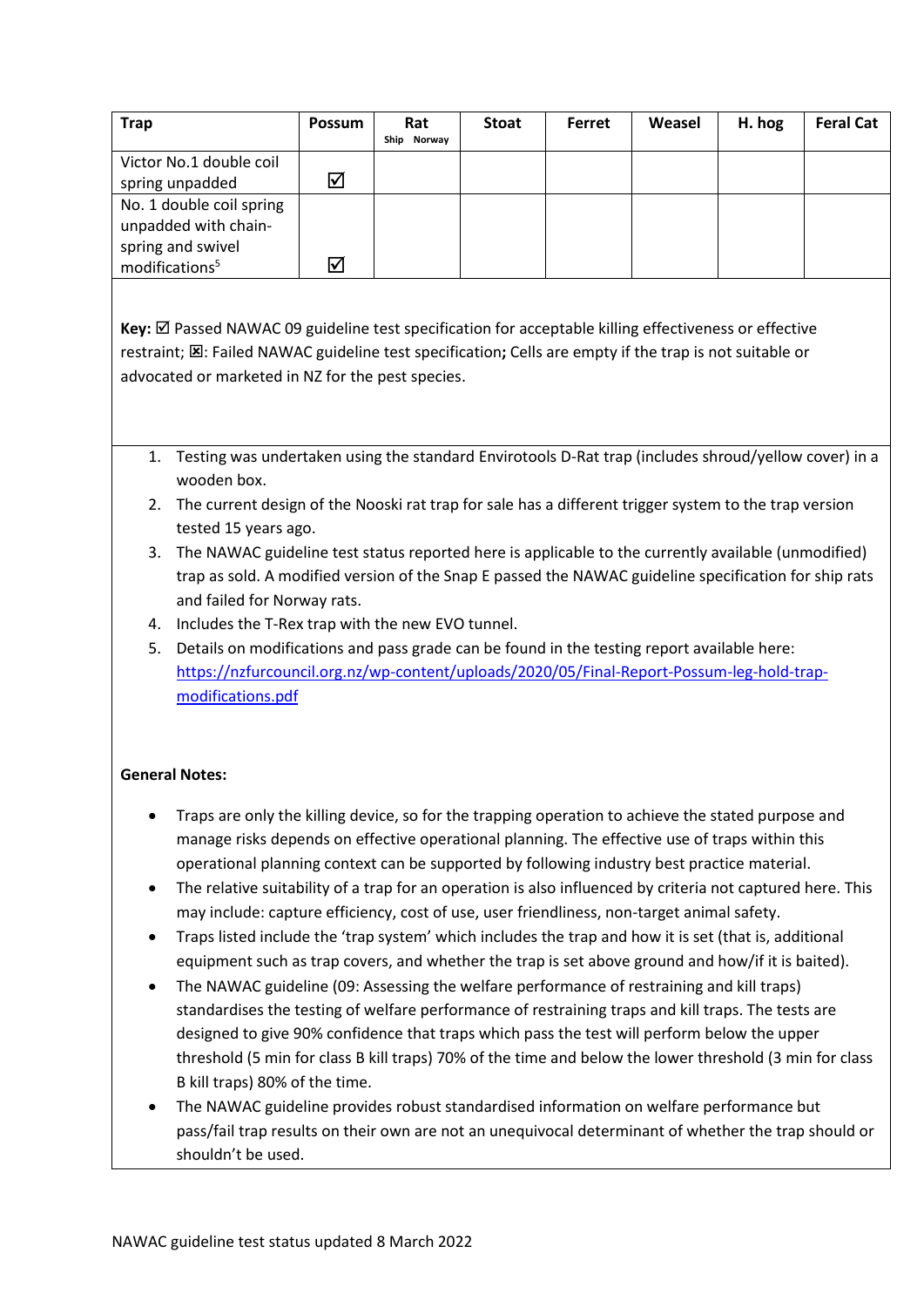| Trap | Possum | Rat<br>Ship Norway | Stoat | Ferret | Weasel | H. hog | Feral Cat |
|---|---|---|---|---|---|---|---|
| Victor No.1 double coil spring unpadded | ☑ | | | | | | |
| No. 1 double coil spring unpadded with chain-spring and swivel modifications[5] | ☑ | | | | | | |

**Key:** ☑ Passed NAWAC 09 guideline test specification for acceptable killing effectiveness or effective restraint; ☒: Failed NAWAC guideline test specification**;** Cells are empty if the trap is not suitable or advocated or marketed in NZ for the pest species.

1. Testing was undertaken using the standard Envirotools D-Rat trap (includes shroud/yellow cover) in a wooden box.
2. The current design of the Nooski rat trap for sale has a different trigger system to the trap version tested 15 years ago.
3. The NAWAC guideline test status reported here is applicable to the currently available (unmodified) trap as sold. A modified version of the Snap E passed the NAWAC guideline specification for ship rats and failed for Norway rats.
4. Includes the T-Rex trap with the new EVO tunnel.
5. Details on modifications and pass grade can be found in the testing report available here: https://nzfurcouncil.org.nz/wp-content/uploads/2020/05/Final-Report-Possum-leg-hold-trap-modifications.pdf

**General Notes:**

- Traps are only the killing device, so for the trapping operation to achieve the stated purpose and manage risks depends on effective operational planning. The effective use of traps within this operational planning context can be supported by following industry best practice material.
- The relative suitability of a trap for an operation is also influenced by criteria not captured here. This may include: capture efficiency, cost of use, user friendliness, non-target animal safety.
- Traps listed include the 'trap system' which includes the trap and how it is set (that is, additional equipment such as trap covers, and whether the trap is set above ground and how/if it is baited).
- The NAWAC guideline (09: Assessing the welfare performance of restraining and kill traps) standardises the testing of welfare performance of restraining traps and kill traps. The tests are designed to give 90% confidence that traps which pass the test will perform below the upper threshold (5 min for class B kill traps) 70% of the time and below the lower threshold (3 min for class B kill traps) 80% of the time.
- The NAWAC guideline provides robust standardised information on welfare performance but pass/fail trap results on their own are not an unequivocal determinant of whether the trap should or shouldn't be used.

NAWAC guideline test status updated 8 March 2022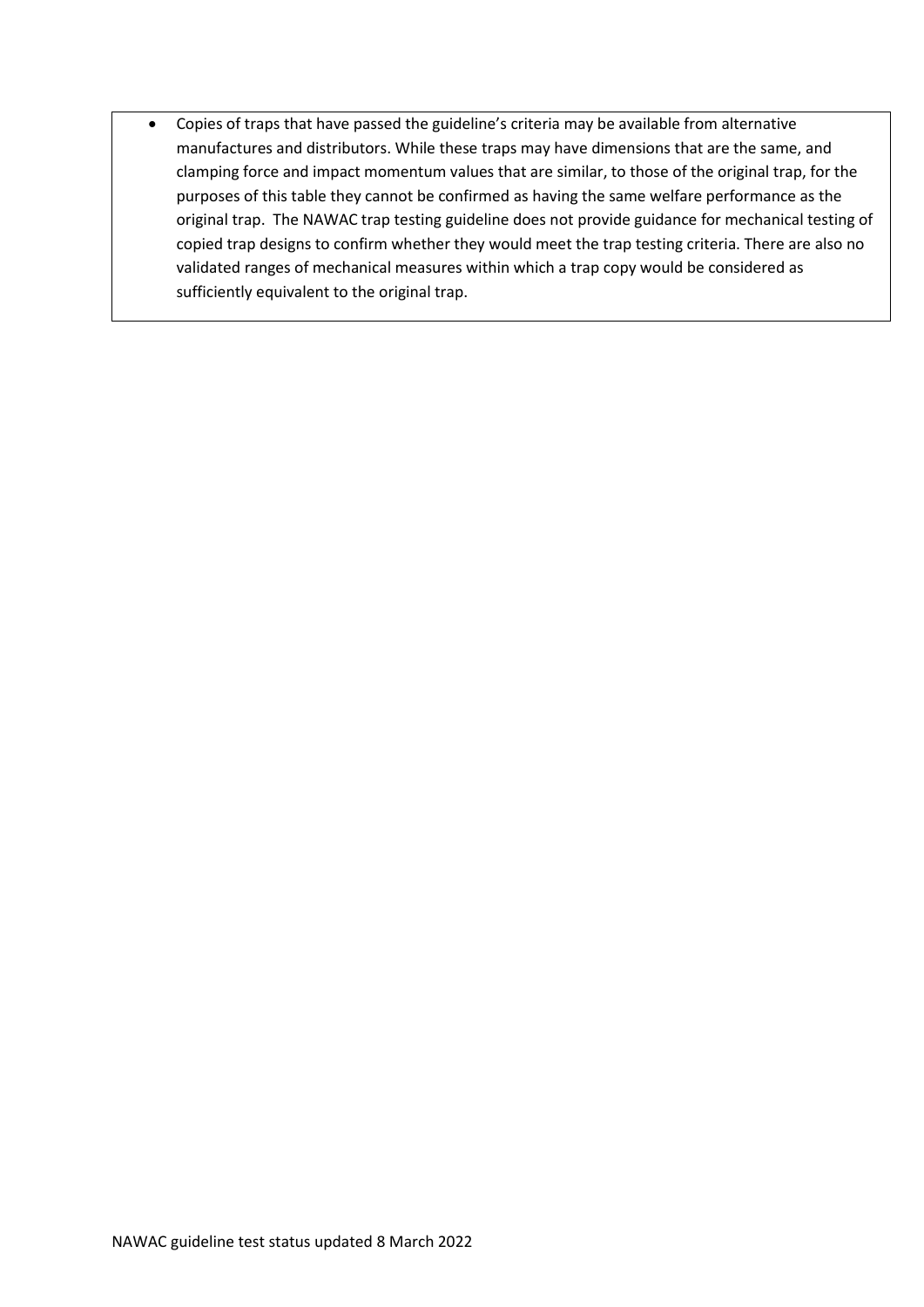- Copies of traps that have passed the guideline's criteria may be available from alternative manufactures and distributors. While these traps may have dimensions that are the same, and clamping force and impact momentum values that are similar, to those of the original trap, for the purposes of this table they cannot be confirmed as having the same welfare performance as the original trap. The NAWAC trap testing guideline does not provide guidance for mechanical testing of copied trap designs to confirm whether they would meet the trap testing criteria. There are also no validated ranges of mechanical measures within which a trap copy would be considered as sufficiently equivalent to the original trap.